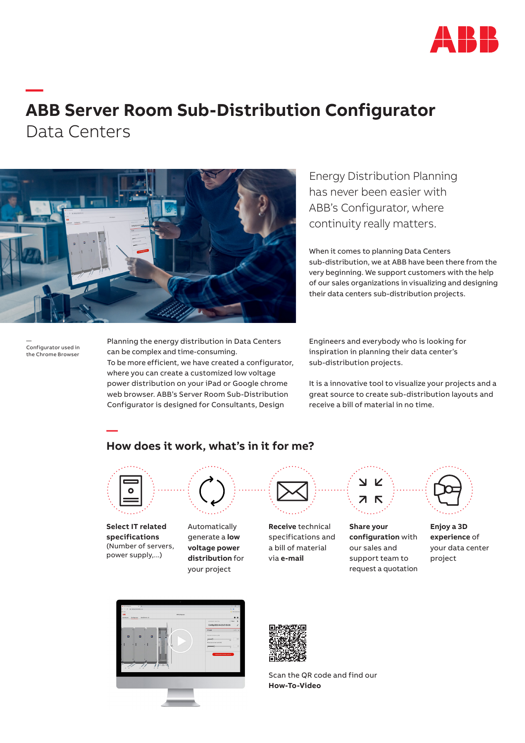# ABB Server Room Sub-Distribution Configurator

Data Centers

Energy Distribution Planning has never been easier with ABB's Configurator, where continuity really matters.

When it comes to planning Data Centers sub-distribution, we at ABB have been there from the very beginning. We support customers with the help of our sales organizations in visualizing and designing their data centers sub-distribution projects.

—
Configurator used in the Chrome Browser

Planning the energy distribution in Data Centers can be complex and time-consuming.
To be more efficient, we have created a configurator, where you can create a customized low voltage power distribution on your iPad or Google chrome web browser. ABB's Server Room Sub-Distribution Configurator is designed for Consultants, Design Engineers and everybody who is looking for inspiration in planning their data center's sub-distribution projects.

It is a innovative tool to visualize your projects and a great source to create sub-distribution layouts and receive a bill of material in no time.

## How does it work, what's in it for me?

**Select IT related specifications** (Number of servers, power supply,...)

Automatically generate a **low voltage power distribution** for your project

**Receive** technical specifications and a bill of material via **e-mail**

**Share your configuration** with our sales and support team to request a quotation

**Enjoy a 3D experience** of your data center project

Scan the QR code and find our **How-To-Video**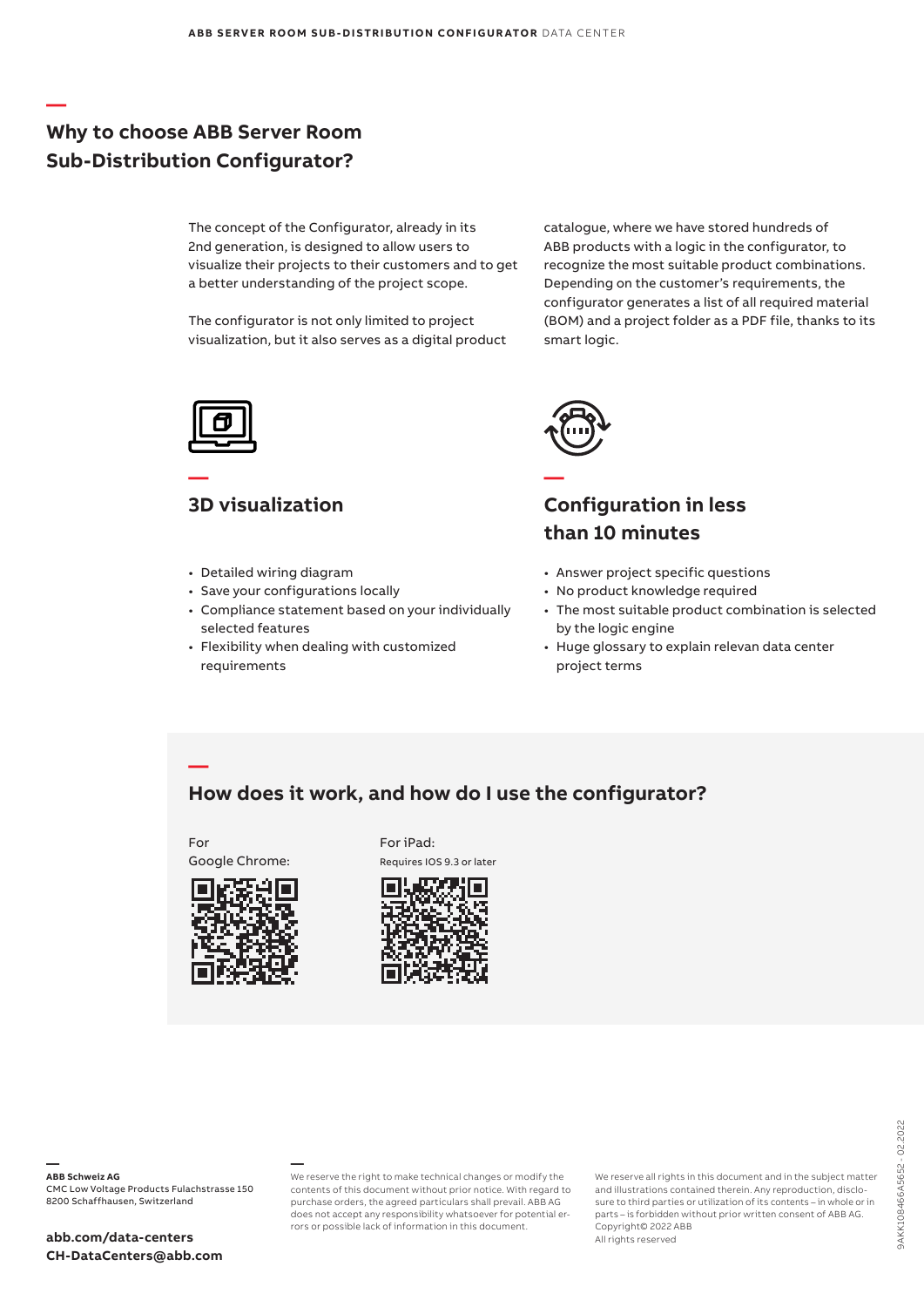## Why to choose ABB Server Room Sub-Distribution Configurator?

The concept of the Configurator, already in its 2nd generation, is designed to allow users to visualize their projects to their customers and to get a better understanding of the project scope.

The configurator is not only limited to project visualization, but it also serves as a digital product catalogue, where we have stored hundreds of ABB products with a logic in the configurator, to recognize the most suitable product combinations. Depending on the customer's requirements, the configurator generates a list of all required material (BOM) and a project folder as a PDF file, thanks to its smart logic.

### 3D visualization

- Detailed wiring diagram
- Save your configurations locally
- Compliance statement based on your individually selected features
- Flexibility when dealing with customized requirements

### Configuration in less than 10 minutes

- Answer project specific questions
- No product knowledge required
- The most suitable product combination is selected by the logic engine
- Huge glossary to explain relevan data center project terms

### How does it work, and how do I use the configurator?

For Google Chrome:

For iPad:
Requires IOS 9.3 or later

**ABB Schweiz AG**
CMC Low Voltage Products Fulachstrasse 150
8200 Schaffhausen, Switzerland

**abb.com/data-centers**
**CH-DataCenters@abb.com**

We reserve the right to make technical changes or modify the contents of this document without prior notice. With regard to purchase orders, the agreed particulars shall prevail. ABB AG does not accept any responsibility whatsoever for potential errors or possible lack of information in this document.

We reserve all rights in this document and in the subject matter and illustrations contained therein. Any reproduction, disclosure to third parties or utilization of its contents – in whole or in parts – is forbidden without prior written consent of ABB AG.
Copyright© 2022 ABB
All rights reserved

9AKK108466A5652 · 02.2022